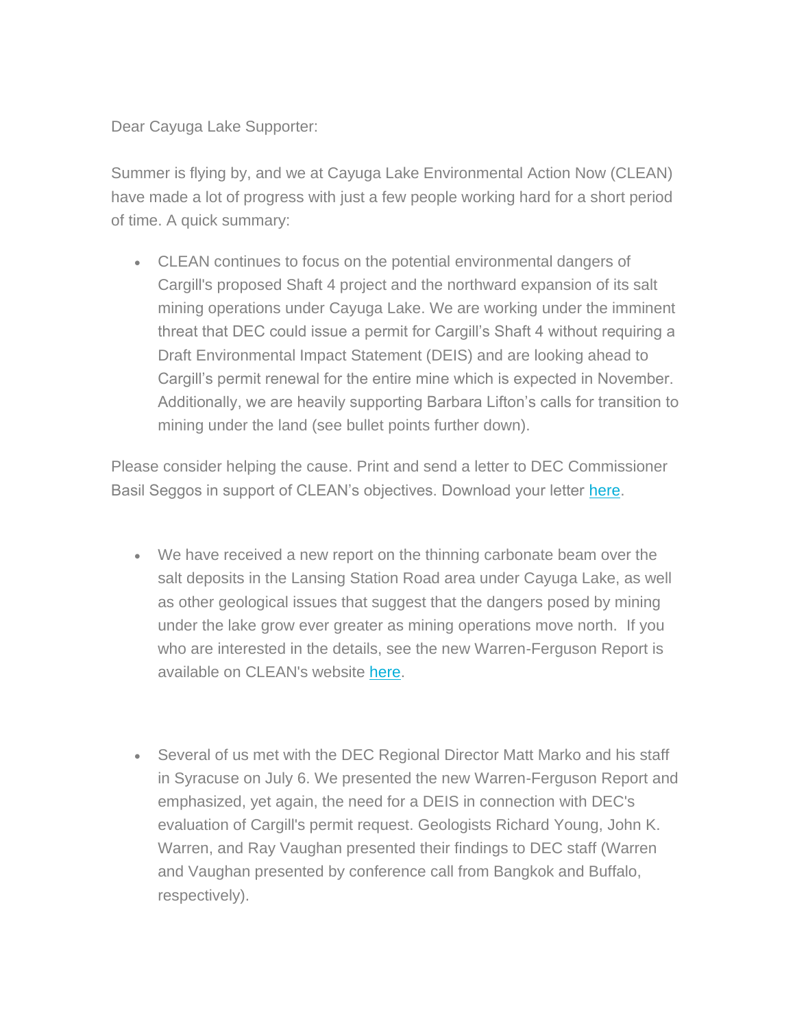Dear Cayuga Lake Supporter:

Summer is flying by, and we at Cayuga Lake Environmental Action Now (CLEAN) have made a lot of progress with just a few people working hard for a short period of time. A quick summary:

- CLEAN continues to focus on the potential environmental dangers of Cargill's proposed Shaft 4 project and the northward expansion of its salt mining operations under Cayuga Lake. We are working under the imminent threat that DEC could issue a permit for Cargill's Shaft 4 without requiring a Draft Environmental Impact Statement (DEIS) and are looking ahead to Cargill's permit renewal for the entire mine which is expected in November. Additionally, we are heavily supporting Barbara Lifton's calls for transition to mining under the land (see bullet points further down).

Please consider helping the cause. Print and send a letter to DEC Commissioner Basil Seggos in support of CLEAN's objectives. Download your letter here.

- We have received a new report on the thinning carbonate beam over the salt deposits in the Lansing Station Road area under Cayuga Lake, as well as other geological issues that suggest that the dangers posed by mining under the lake grow ever greater as mining operations move north.  If you who are interested in the details, see the new Warren-Ferguson Report is available on CLEAN's website here.

- Several of us met with the DEC Regional Director Matt Marko and his staff in Syracuse on July 6. We presented the new Warren-Ferguson Report and emphasized, yet again, the need for a DEIS in connection with DEC's evaluation of Cargill's permit request. Geologists Richard Young, John K. Warren, and Ray Vaughan presented their findings to DEC staff (Warren and Vaughan presented by conference call from Bangkok and Buffalo, respectively).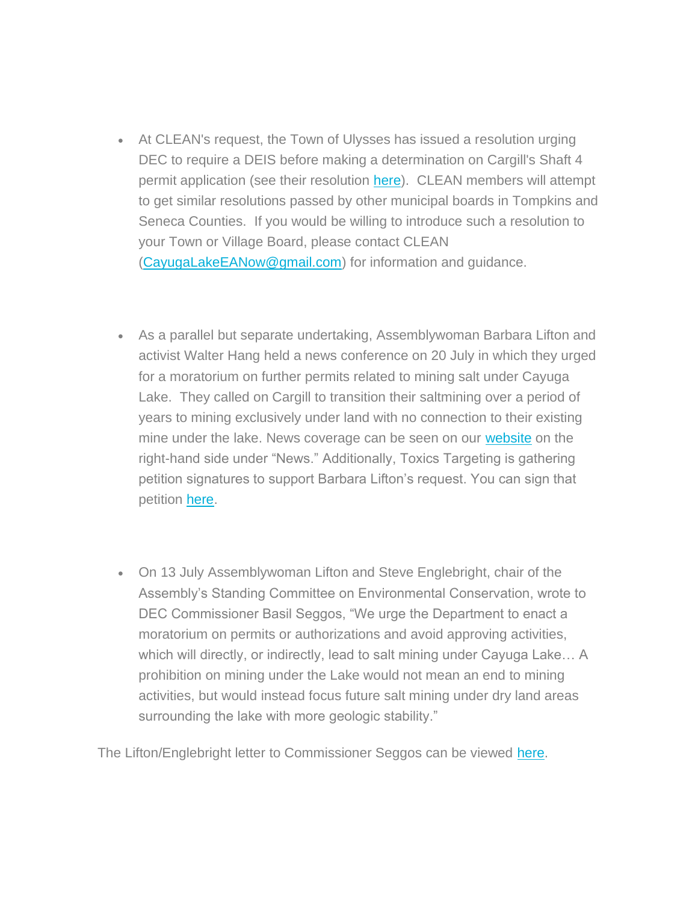- At CLEAN's request, the Town of Ulysses has issued a resolution urging DEC to require a DEIS before making a determination on Cargill's Shaft 4 permit application (see their resolution [here](#)).  CLEAN members will attempt to get similar resolutions passed by other municipal boards in Tompkins and Seneca Counties.  If you would be willing to introduce such a resolution to your Town or Village Board, please contact CLEAN ([CayugaLakeEANow@gmail.com](mailto:CayugaLakeEANow@gmail.com)) for information and guidance.

- As a parallel but separate undertaking, Assemblywoman Barbara Lifton and activist Walter Hang held a news conference on 20 July in which they urged for a moratorium on further permits related to mining salt under Cayuga Lake.  They called on Cargill to transition their saltmining over a period of years to mining exclusively under land with no connection to their existing mine under the lake. News coverage can be seen on our [website](#) on the right-hand side under "News." Additionally, Toxics Targeting is gathering petition signatures to support Barbara Lifton's request. You can sign that petition [here](#).

- On 13 July Assemblywoman Lifton and Steve Englebright, chair of the Assembly's Standing Committee on Environmental Conservation, wrote to DEC Commissioner Basil Seggos, "We urge the Department to enact a moratorium on permits or authorizations and avoid approving activities, which will directly, or indirectly, lead to salt mining under Cayuga Lake… A prohibition on mining under the Lake would not mean an end to mining activities, but would instead focus future salt mining under dry land areas surrounding the lake with more geologic stability."

The Lifton/Englebright letter to Commissioner Seggos can be viewed [here](#).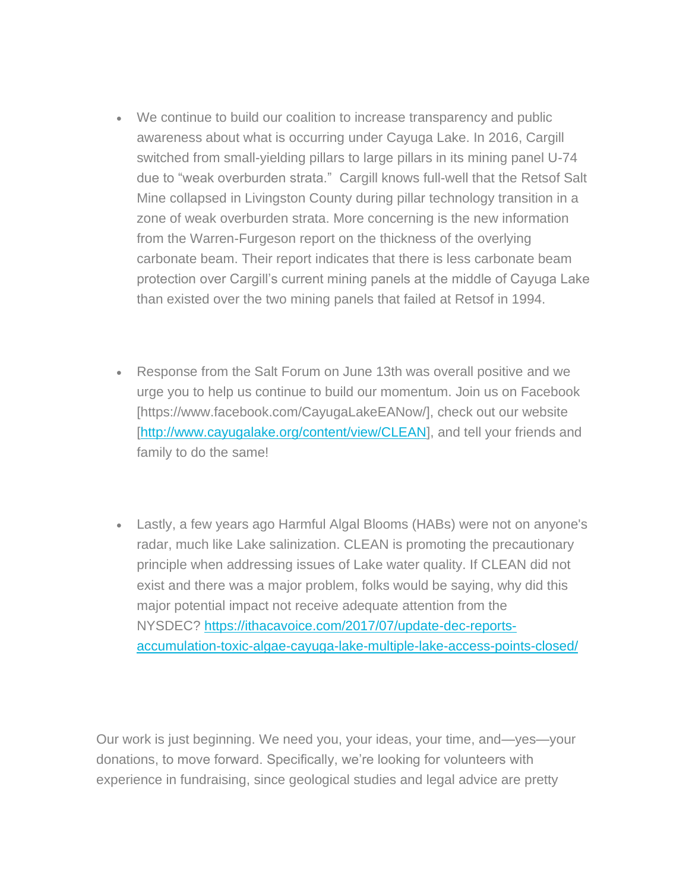- We continue to build our coalition to increase transparency and public awareness about what is occurring under Cayuga Lake. In 2016, Cargill switched from small-yielding pillars to large pillars in its mining panel U-74 due to "weak overburden strata." Cargill knows full-well that the Retsof Salt Mine collapsed in Livingston County during pillar technology transition in a zone of weak overburden strata. More concerning is the new information from the Warren-Furgeson report on the thickness of the overlying carbonate beam. Their report indicates that there is less carbonate beam protection over Cargill's current mining panels at the middle of Cayuga Lake than existed over the two mining panels that failed at Retsof in 1994.

- Response from the Salt Forum on June 13th was overall positive and we urge you to help us continue to build our momentum. Join us on Facebook [https://www.facebook.com/CayugaLakeEANow/], check out our website [http://www.cayugalake.org/content/view/CLEAN], and tell your friends and family to do the same!

- Lastly, a few years ago Harmful Algal Blooms (HABs) were not on anyone's radar, much like Lake salinization. CLEAN is promoting the precautionary principle when addressing issues of Lake water quality. If CLEAN did not exist and there was a major problem, folks would be saying, why did this major potential impact not receive adequate attention from the NYSDEC? https://ithacavoice.com/2017/07/update-dec-reports-accumulation-toxic-algae-cayuga-lake-multiple-lake-access-points-closed/

Our work is just beginning. We need you, your ideas, your time, and—yes—your donations, to move forward. Specifically, we're looking for volunteers with experience in fundraising, since geological studies and legal advice are pretty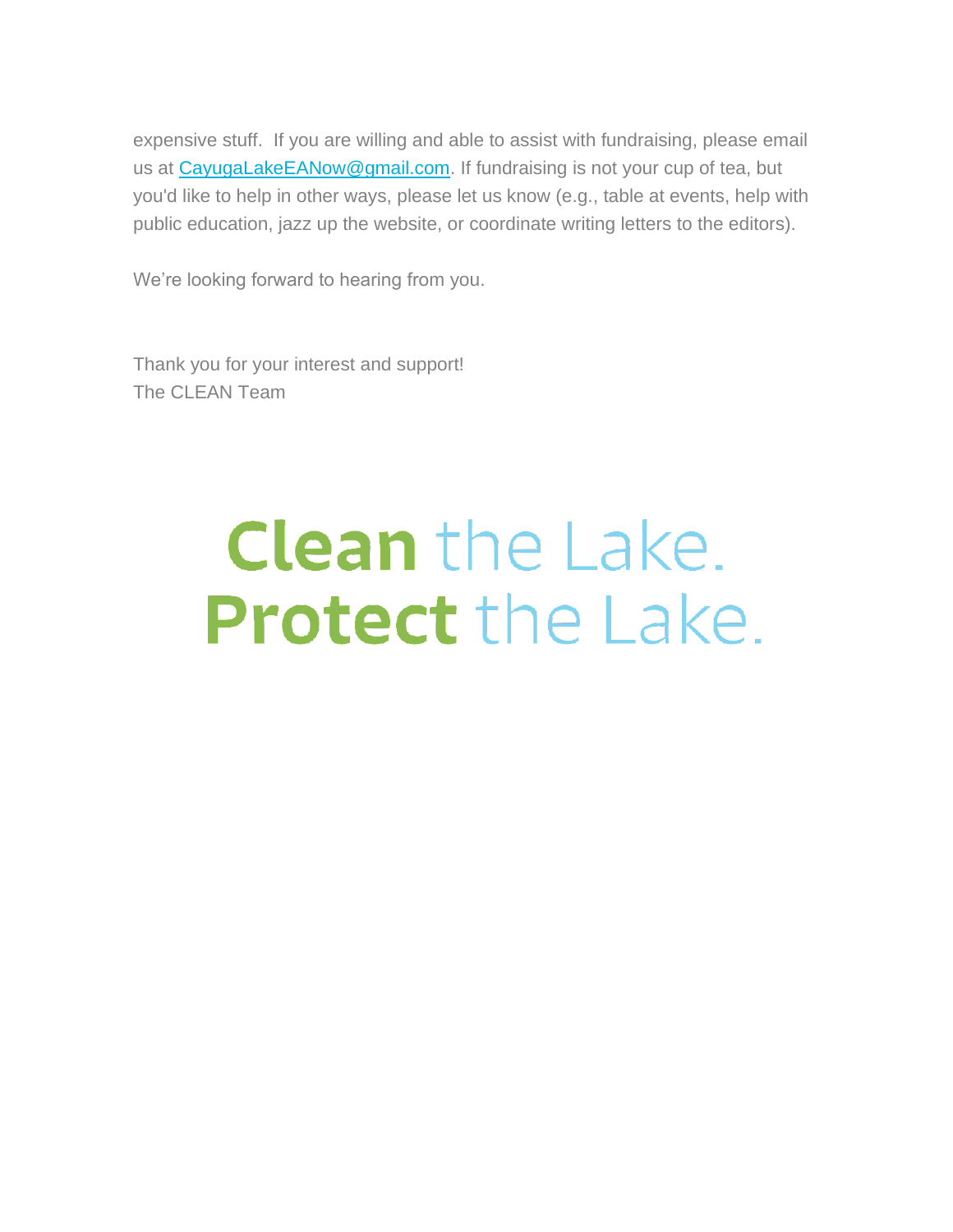expensive stuff.  If you are willing and able to assist with fundraising, please email us at [CayugaLakeEANow@gmail.com](mailto:CayugaLakeEANow@gmail.com). If fundraising is not your cup of tea, but you'd like to help in other ways, please let us know (e.g., table at events, help with public education, jazz up the website, or coordinate writing letters to the editors).

We're looking forward to hearing from you.

Thank you for your interest and support!
The CLEAN Team

**Clean** the Lake.
**Protect** the Lake.